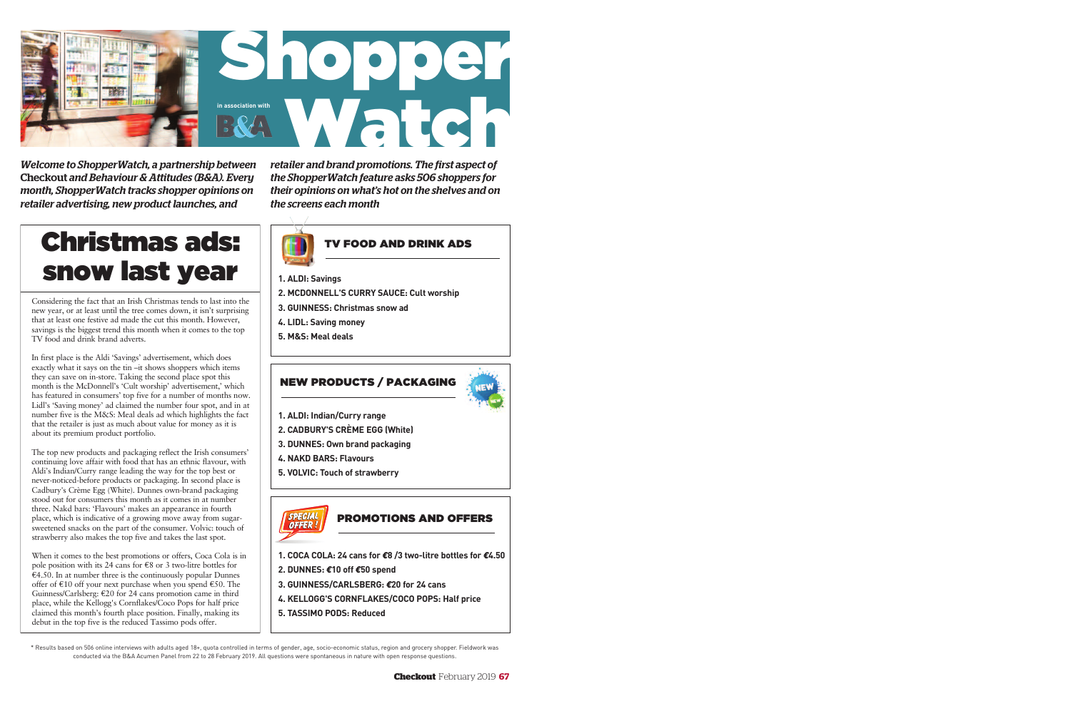# ShopperWatch

in association with B&A

*Welcome to ShopperWatch, a partnership between* Checkout *and Behaviour & Attitudes (B&A). Every month, ShopperWatch tracks shopper opinions on retailer advertising, new product launches, and retailer and brand promotions. The first aspect of the ShopperWatch feature asks 506 shoppers for their opinions on what's hot on the shelves and on the screens each month*

## Christmas ads: snow last year

Considering the fact that an Irish Christmas tends to last into the new year, or at least until the tree comes down, it isn't surprising that at least one festive ad made the cut this month. However, savings is the biggest trend this month when it comes to the top TV food and drink brand adverts.

In first place is the Aldi 'Savings' advertisement, which does exactly what it says on the tin –it shows shoppers which items they can save on in-store. Taking the second place spot this month is the McDonnell's 'Cult worship' advertisement,' which has featured in consumers' top five for a number of months now. Lidl's 'Saving money' ad claimed the number four spot, and in at number five is the M&S: Meal deals ad which highlights the fact that the retailer is just as much about value for money as it is about its premium product portfolio.

The top new products and packaging reflect the Irish consumers' continuing love affair with food that has an ethnic flavour, with Aldi's Indian/Curry range leading the way for the top best or never-noticed-before products or packaging. In second place is Cadbury's Crème Egg (White). Dunnes own-brand packaging stood out for consumers this month as it comes in at number three. Nakd bars: 'Flavours' makes an appearance in fourth place, which is indicative of a growing move away from sugar-sweetened snacks on the part of the consumer. Volvic: touch of strawberry also makes the top five and takes the last spot.

When it comes to the best promotions or offers, Coca Cola is in pole position with its 24 cans for €8 or 3 two-litre bottles for €4.50. In at number three is the continuously popular Dunnes offer of €10 off your next purchase when you spend €50. The Guinness/Carlsberg: €20 for 24 cans promotion came in third place, while the Kellogg's Cornflakes/Coco Pops for half price claimed this month's fourth place position. Finally, making its debut in the top five is the reduced Tassimo pods offer.

### TV FOOD AND DRINK ADS

1. **ALDI: Savings**
2. **MCDONNELL'S CURRY SAUCE: Cult worship**
3. **GUINNESS: Christmas snow ad**
4. **LIDL: Saving money**
5. **M&S: Meal deals**

### NEW PRODUCTS / PACKAGING

1. **ALDI: Indian/Curry range**
2. **CADBURY'S CRÈME EGG (White)**
3. **DUNNES: Own brand packaging**
4. **NAKD BARS: Flavours**
5. **VOLVIC: Touch of strawberry**

### PROMOTIONS AND OFFERS

1. **COCA COLA: 24 cans for €8 /3 two-litre bottles for €4.50**
2. **DUNNES: €10 off €50 spend**
3. **GUINNESS/CARLSBERG: €20 for 24 cans**
4. **KELLOGG'S CORNFLAKES/COCO POPS: Half price**
5. **TASSIMO PODS: Reduced**

\* Results based on 506 online interviews with adults aged 18+, quota controlled in terms of gender, age, socio-economic status, region and grocery shopper. Fieldwork was conducted via the B&A Acumen Panel from 22 to 28 February 2019. All questions were spontaneous in nature with open response questions.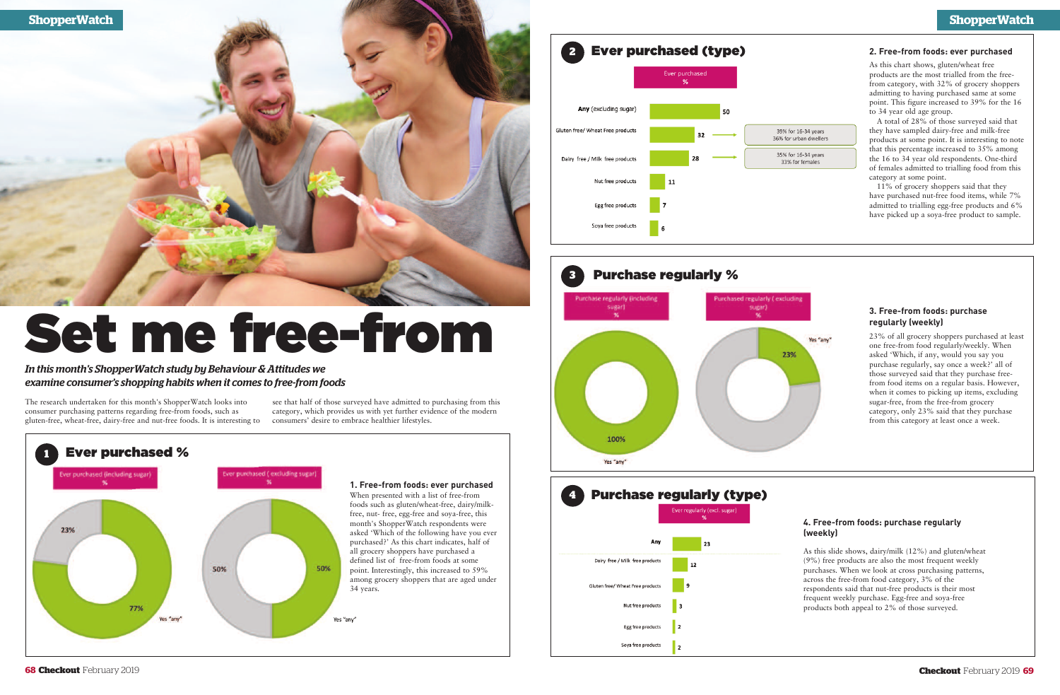# Set me free-from

*In this month's ShopperWatch study by Behaviour & Attitudes we examine consumer's shopping habits when it comes to free-from foods*

The research undertaken for this month's ShopperWatch looks into consumer purchasing patterns regarding free-from foods, such as gluten-free, wheat-free, dairy-free and nut-free foods. It is interesting to see that half of those surveyed have admitted to purchasing from this category, which provides us with yet further evidence of the modern consumers' desire to embrace healthier lifestyles.

## 1 Ever purchased %

| | Yes "any" | No |
|---|---|---|
| Ever purchased (including sugar) % | 77% | 23% |
| Ever purchased (excluding sugar) % | 50% | 50% |

### 1. Free-from foods: ever purchased

When presented with a list of free-from foods such as gluten/wheat-free, dairy/milk-free, nut- free, egg-free and soya-free, this month's ShopperWatch respondents were asked 'Which of the following have you ever purchased?' As this chart indicates, half of all grocery shoppers have purchased a defined list of free-from foods at some point. Interestingly, this increased to 59% among grocery shoppers that are aged under 34 years.

## 2 Ever purchased (type)

| | Ever purchased % | |
|---|---|---|
| Any (excluding sugar) | 50 | |
| Gluten free/ Wheat Free products | 32 | 39% for 16-34 years; 36% for urban dwellers |
| Dairy free / Milk free products | 28 | 35% for 16-34 years; 33% for females |
| Nut free products | 11 | |
| Egg free products | 7 | |
| Soya free products | 6 | |

### 2. Free-from foods: ever purchased

As this chart shows, gluten/wheat free products are the most trialled from the free-from category, with 32% of grocery shoppers admitting to having purchased same at some point. This figure increased to 39% for the 16 to 34 year old age group.

A total of 28% of those surveyed said that they have sampled dairy-free and milk-free products at some point. It is interesting to note that this percentage increased to 35% among the 16 to 34 year old respondents. One-third of females admitted to trialling food from this category at some point.

11% of grocery shoppers said that they have purchased nut-free food items, while 7% admitted to trialling egg-free products and 6% have picked up a soya-free product to sample.

## 3 Purchase regularly %

| | Yes "any" |
|---|---|
| Purchase regularly (including sugar) % | 100% |
| Purchased regularly (excluding sugar) % | 23% |

### 3. Free-from foods: purchase regularly (weekly)

23% of all grocery shoppers purchased at least one free-from food regularly/weekly. When asked 'Which, if any, would you say you purchase regularly, say once a week?' all of those surveyed said that they purchase free-from food items on a regular basis. However, when it comes to picking up items, excluding sugar-free, from the free-from grocery category, only 23% said that they purchase from this category at least once a week.

## 4 Purchase regularly (type)

| | Ever regularly (excl. sugar) % |
|---|---|
| Any | 23 |
| Dairy free / Milk free products | 12 |
| Gluten free/ Wheat Free products | 9 |
| Nut free products | 3 |
| Egg free products | 2 |
| Soya free products | 2 |

### 4. Free-from foods: purchase regularly (weekly)

As this slide shows, dairy/milk (12%) and gluten/wheat (9%) free products are also the most frequent weekly purchases. When we look at cross purchasing patterns, across the free-from food category, 3% of the respondents said that nut-free products is their most frequent weekly purchase. Egg-free and soya-free products both appeal to 2% of those surveyed.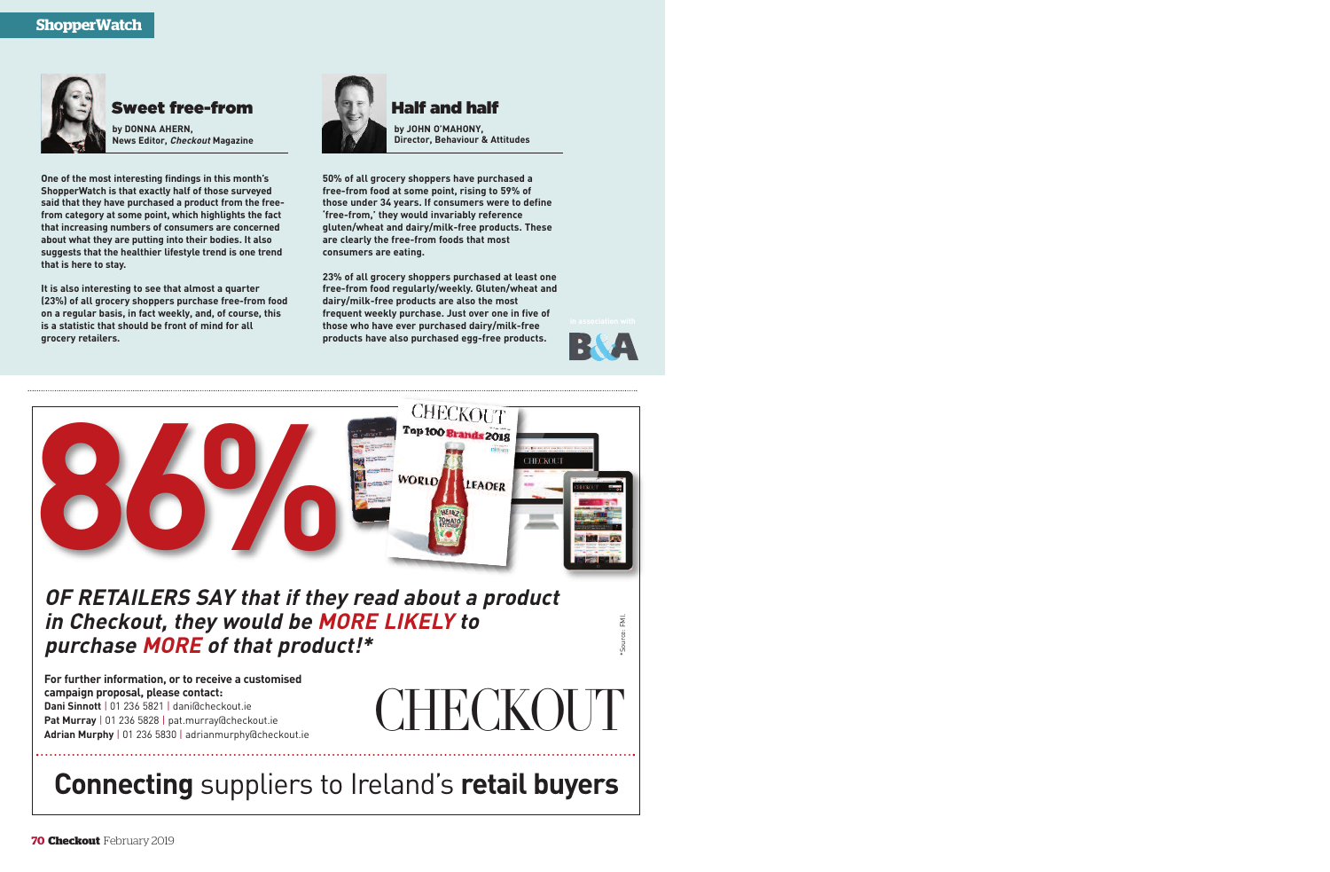## ShopperWatch

### Sweet free-from

**by DONNA AHERN, News Editor, *Checkout* Magazine**

**One of the most interesting findings in this month's ShopperWatch is that exactly half of those surveyed said that they have purchased a product from the free-from category at some point, which highlights the fact that increasing numbers of consumers are concerned about what they are putting into their bodies. It also suggests that the healthier lifestyle trend is one trend that is here to stay.**

**It is also interesting to see that almost a quarter (23%) of all grocery shoppers purchase free-from food on a regular basis, in fact weekly, and, of course, this is a statistic that should be front of mind for all grocery retailers.**

### Half and half

**by JOHN O'MAHONY, Director, Behaviour & Attitudes**

**50% of all grocery shoppers have purchased a free-from food at some point, rising to 59% of those under 34 years. If consumers were to define 'free-from,' they would invariably reference gluten/wheat and dairy/milk-free products. These are clearly the free-from foods that most consumers are eating.**

**23% of all grocery shoppers purchased at least one free-from food regularly/weekly. Gluten/wheat and dairy/milk-free products are also the most frequent weekly purchase. Just over one in five of those who have ever purchased dairy/milk-free products have also purchased egg-free products.**

In association with B&A

---

# 86%

***OF RETAILERS SAY that if they read about a product in Checkout, they would be MORE LIKELY to purchase MORE of that product!****

*Source: FMI.

**For further information, or to receive a customised campaign proposal, please contact:**
**Dani Sinnott** | 01 236 5821 | dani@checkout.ie
**Pat Murray** | 01 236 5828 | pat.murray@checkout.ie
**Adrian Murphy** | 01 236 5830 | adrianmurphy@checkout.ie

CHECKOUT

**Connecting** suppliers to Ireland's **retail buyers**